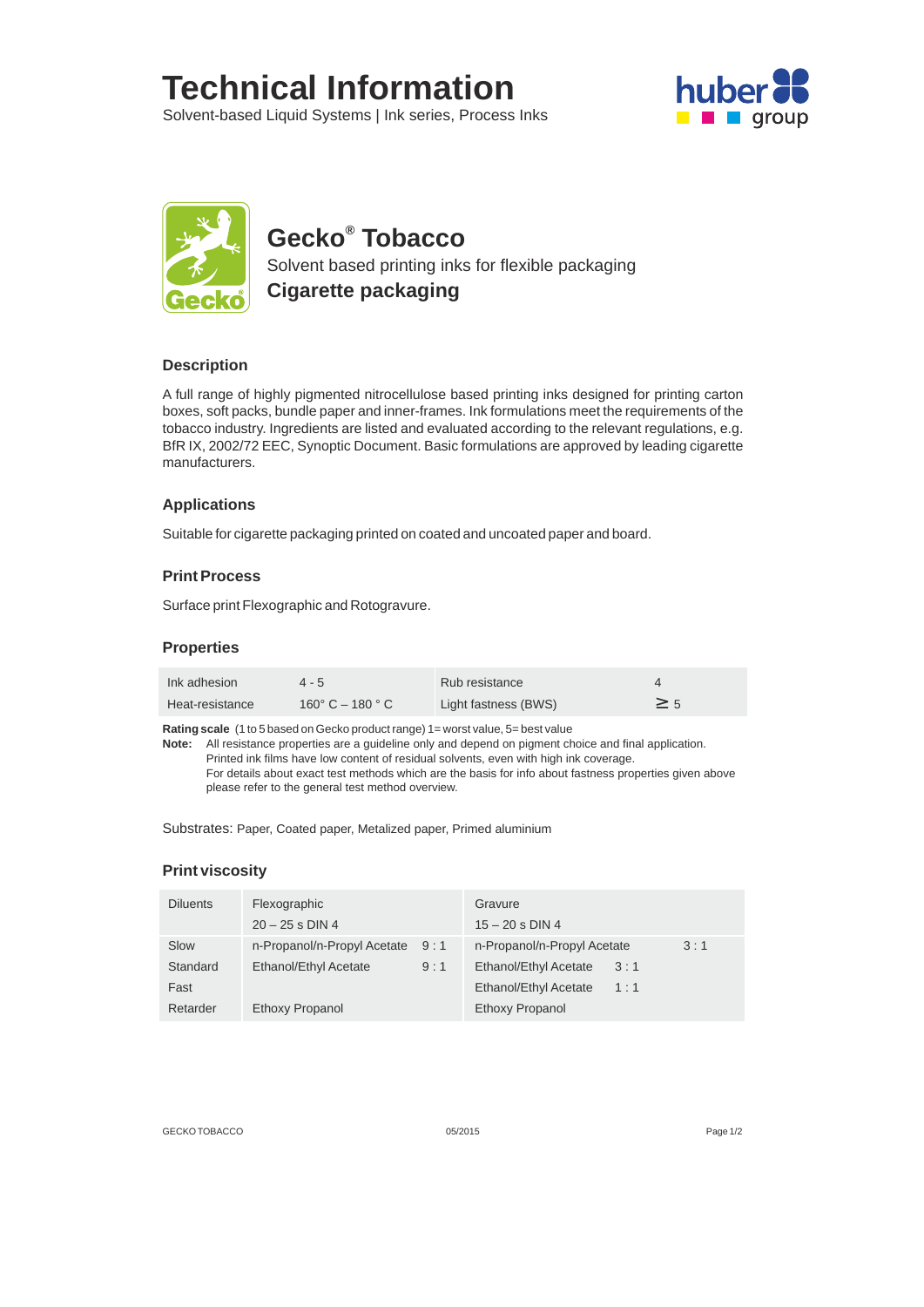# Technical Information

Solvent-based Liquid Systems | Ink series, Process Inks

## Gecko® Tobacco

Solvent based printing inks for flexible packaging

**Cigarette packaging**

### Description

A full range of highly pigmented nitrocellulose based printing inks designed for printing carton boxes, soft packs, bundle paper and inner-frames. Ink formulations meet the requirements of the tobacco industry. Ingredients are listed and evaluated according to the relevant regulations, e.g. BfR IX, 2002/72 EEC, Synoptic Document. Basic formulations are approved by leading cigarette manufacturers.

### Applications

Suitable for cigarette packaging printed on coated and uncoated paper and board.

### Print Process

Surface print Flexographic and Rotogravure.

### Properties

| | | | |
|---|---|---|---|
| Ink adhesion | 4 - 5 | Rub resistance | 4 |
| Heat-resistance | 160° C – 180 ° C | Light fastness (BWS) | ≥ 5 |

**Rating scale** (1 to 5 based on Gecko product range) 1= worst value, 5= best value

**Note:** All resistance properties are a guideline only and depend on pigment choice and final application. Printed ink films have low content of residual solvents, even with high ink coverage. For details about exact test methods which are the basis for info about fastness properties given above please refer to the general test method overview.

Substrates: Paper, Coated paper, Metalized paper, Primed aluminium

### Print viscosity

| Diluents | Flexographic<br>20 – 25 s DIN 4 | | Gravure<br>15 – 20 s DIN 4 | |
|---|---|---|---|---|
| Slow | n-Propanol/n-Propyl Acetate | 9 : 1 | n-Propanol/n-Propyl Acetate | 3 : 1 |
| Standard | Ethanol/Ethyl Acetate | 9 : 1 | Ethanol/Ethyl Acetate | 3 : 1 |
| Fast | | | Ethanol/Ethyl Acetate | 1 : 1 |
| Retarder | Ethoxy Propanol | | Ethoxy Propanol | |

GECKO TOBACCO 05/2015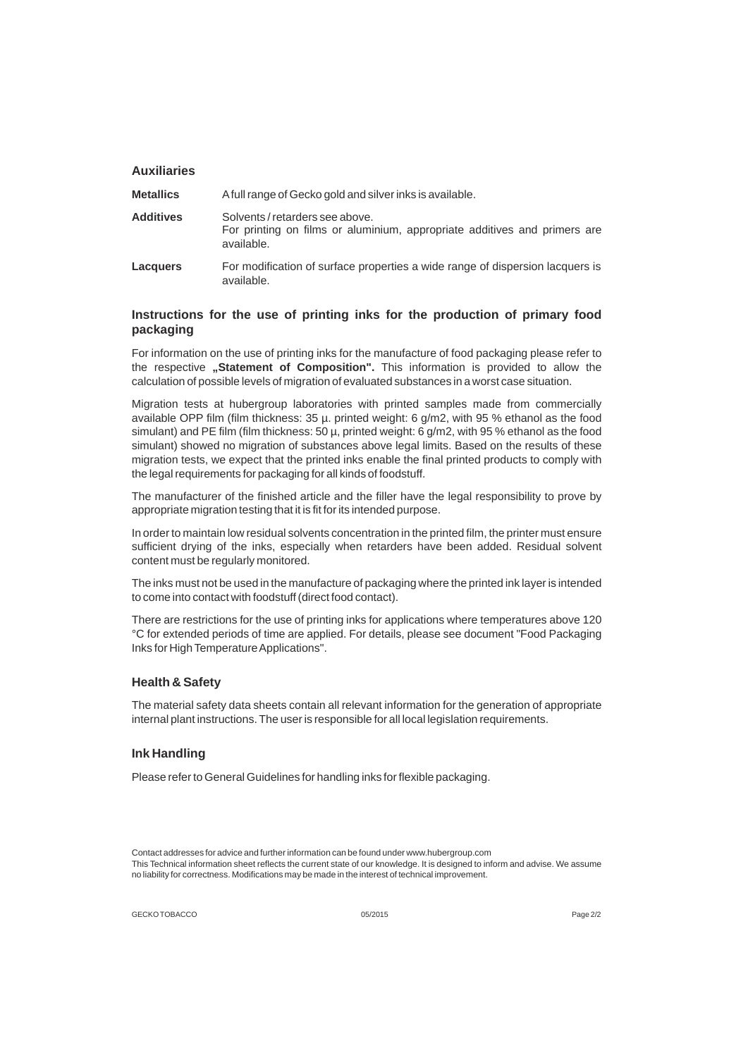## Auxiliaries

| | |
|---|---|
| **Metallics** | A full range of Gecko gold and silver inks is available. |
| **Additives** | Solvents / retarders see above. For printing on films or aluminium, appropriate additives and primers are available. |
| **Lacquers** | For modification of surface properties a wide range of dispersion lacquers is available. |

## Instructions for the use of printing inks for the production of primary food packaging

For information on the use of printing inks for the manufacture of food packaging please refer to the respective **„Statement of Composition".** This information is provided to allow the calculation of possible levels of migration of evaluated substances in a worst case situation.

Migration tests at hubergroup laboratories with printed samples made from commercially available OPP film (film thickness: 35 µ. printed weight: 6 g/m2, with 95 % ethanol as the food simulant) and PE film (film thickness: 50 µ, printed weight: 6 g/m2, with 95 % ethanol as the food simulant) showed no migration of substances above legal limits. Based on the results of these migration tests, we expect that the printed inks enable the final printed products to comply with the legal requirements for packaging for all kinds of foodstuff.

The manufacturer of the finished article and the filler have the legal responsibility to prove by appropriate migration testing that it is fit for its intended purpose.

In order to maintain low residual solvents concentration in the printed film, the printer must ensure sufficient drying of the inks, especially when retarders have been added. Residual solvent content must be regularly monitored.

The inks must not be used in the manufacture of packaging where the printed ink layer is intended to come into contact with foodstuff (direct food contact).

There are restrictions for the use of printing inks for applications where temperatures above 120 °C for extended periods of time are applied. For details, please see document "Food Packaging Inks for High Temperature Applications".

## Health & Safety

The material safety data sheets contain all relevant information for the generation of appropriate internal plant instructions. The user is responsible for all local legislation requirements.

## Ink Handling

Please refer to General Guidelines for handling inks for flexible packaging.

Contact addresses for advice and further information can be found under www.hubergroup.com
This Technical information sheet reflects the current state of our knowledge. It is designed to inform and advise. We assume no liability for correctness. Modifications may be made in the interest of technical improvement.

GECKO TOBACCO 05/2015